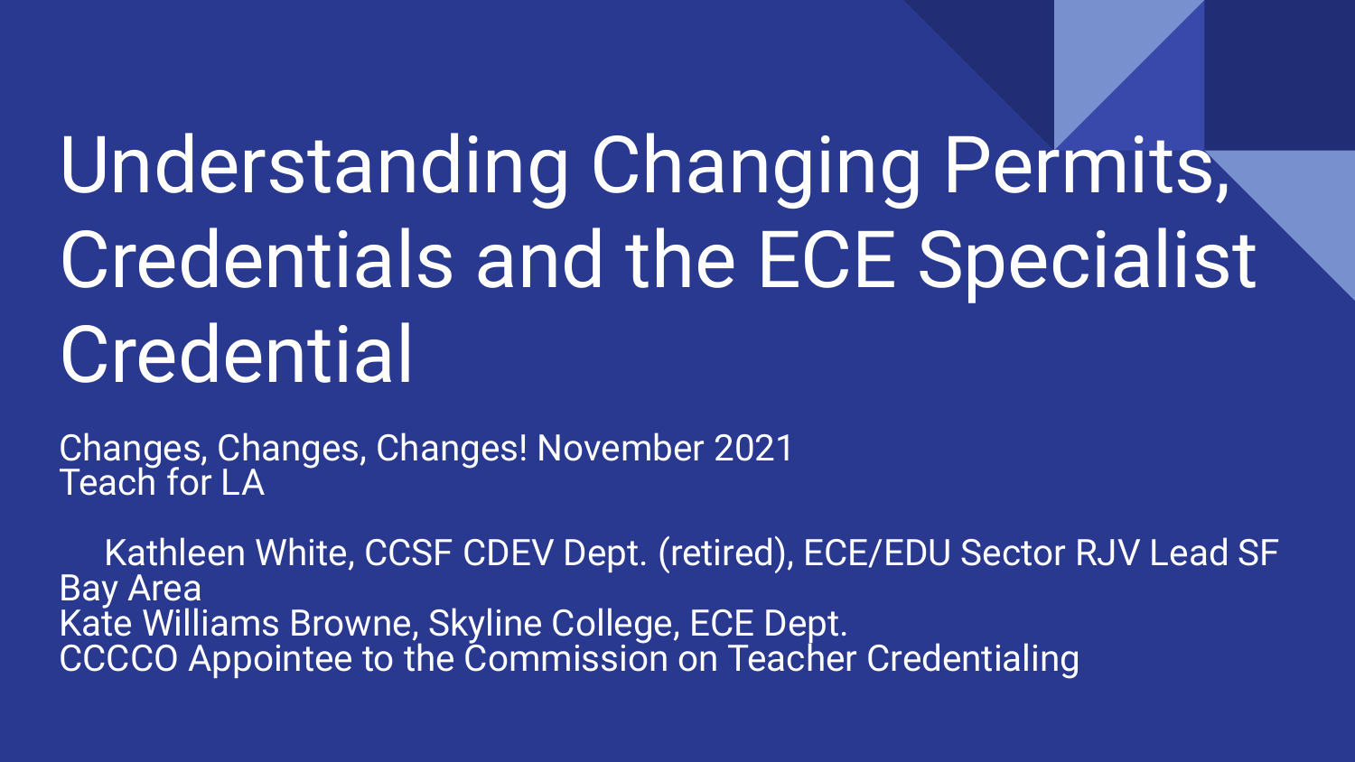# Understanding Changing Permits, Credentials and the ECE Specialist Credential

Changes, Changes, Changes! November 2021
Teach for LA

Kathleen White, CCSF CDEV Dept. (retired), ECE/EDU Sector RJV Lead SF Bay Area
Kate Williams Browne, Skyline College, ECE Dept.
CCCCO Appointee to the Commission on Teacher Credentialing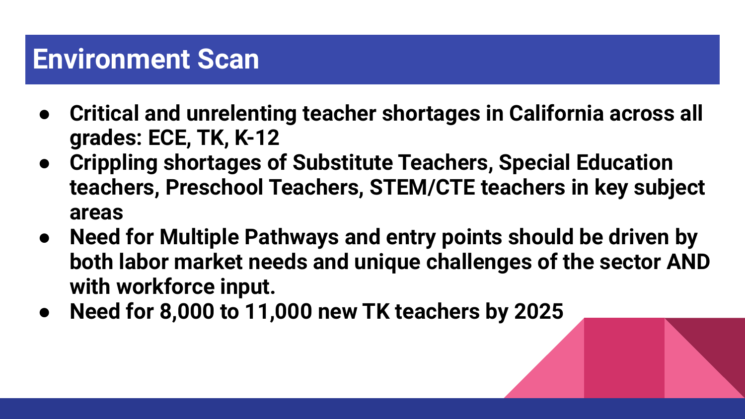# Environment Scan

- **Critical and unrelenting teacher shortages in California across all grades: ECE, TK, K-12**
- **Crippling shortages of Substitute Teachers, Special Education teachers, Preschool Teachers, STEM/CTE teachers in key subject areas**
- **Need for Multiple Pathways and entry points should be driven by both labor market needs and unique challenges of the sector AND with workforce input.**
- **Need for 8,000 to 11,000 new TK teachers by 2025**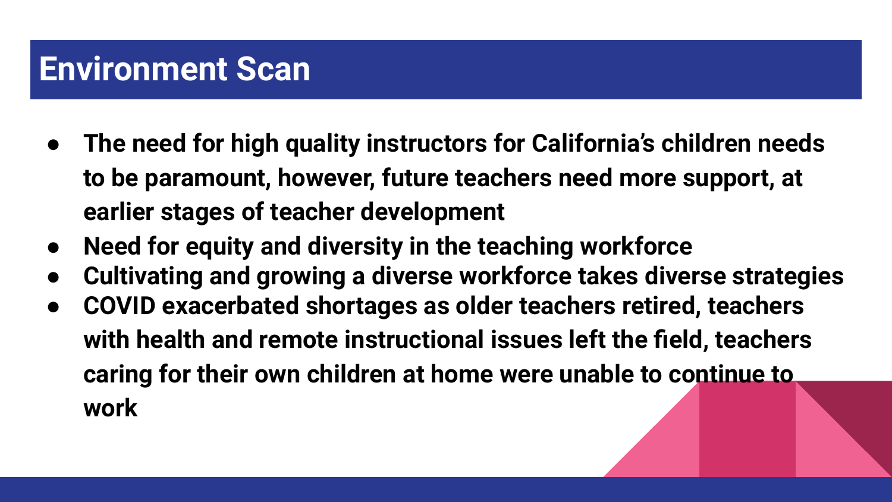# Environment Scan

- **The need for high quality instructors for California's children needs to be paramount, however, future teachers need more support, at earlier stages of teacher development**
- **Need for equity and diversity in the teaching workforce**
- **Cultivating and growing a diverse workforce takes diverse strategies**
- **COVID exacerbated shortages as older teachers retired, teachers with health and remote instructional issues left the field, teachers caring for their own children at home were unable to continue to work**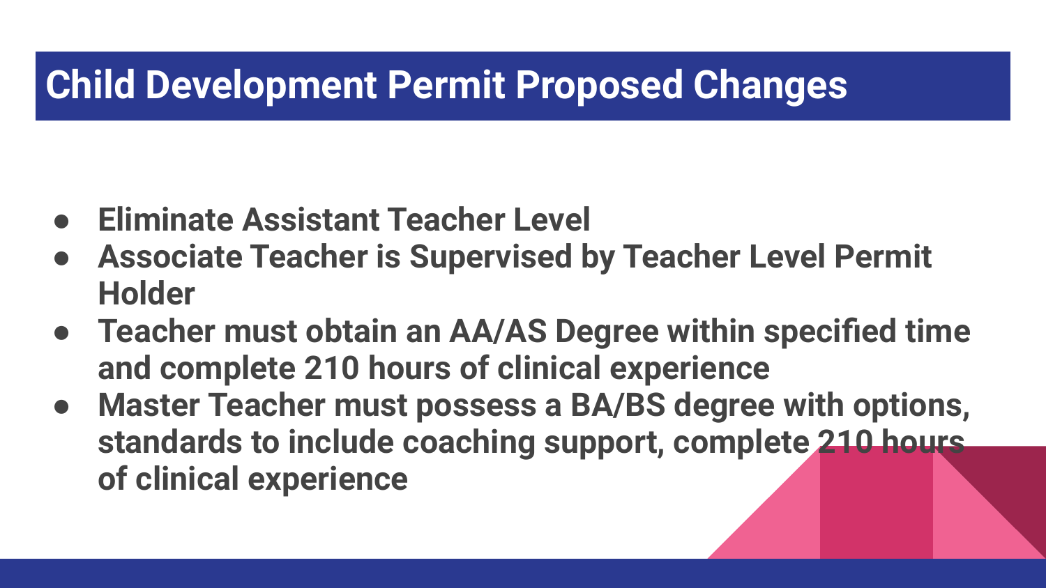# Child Development Permit Proposed Changes

- **Eliminate Assistant Teacher Level**
- **Associate Teacher is Supervised by Teacher Level Permit Holder**
- **Teacher must obtain an AA/AS Degree within specified time and complete 210 hours of clinical experience**
- **Master Teacher must possess a BA/BS degree with options, standards to include coaching support, complete 210 hours of clinical experience**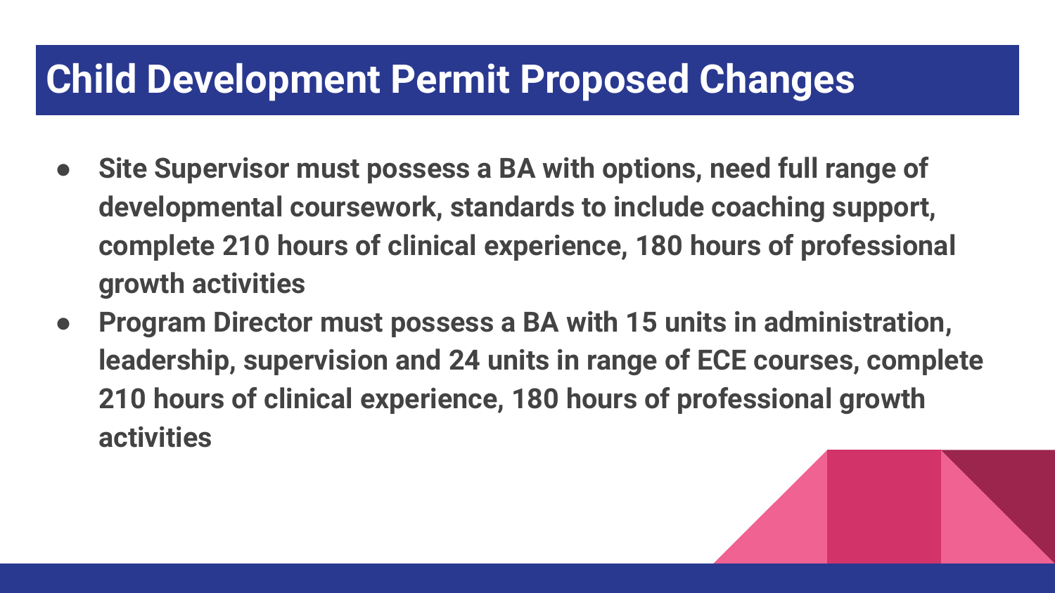# Child Development Permit Proposed Changes

- **Site Supervisor must possess a BA with options, need full range of developmental coursework, standards to include coaching support, complete 210 hours of clinical experience, 180 hours of professional growth activities**
- **Program Director must possess a BA with 15 units in administration, leadership, supervision and 24 units in range of ECE courses, complete 210 hours of clinical experience, 180 hours of professional growth activities**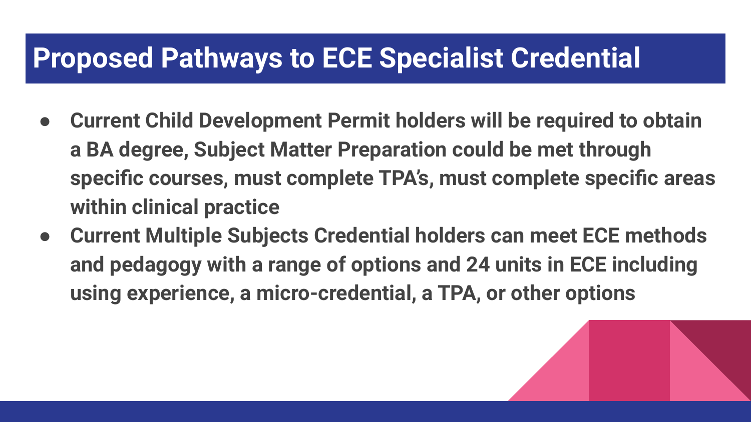# Proposed Pathways to ECE Specialist Credential

- **Current Child Development Permit holders will be required to obtain a BA degree, Subject Matter Preparation could be met through specific courses, must complete TPA's, must complete specific areas within clinical practice**
- **Current Multiple Subjects Credential holders can meet ECE methods and pedagogy with a range of options and 24 units in ECE including using experience, a micro-credential, a TPA, or other options**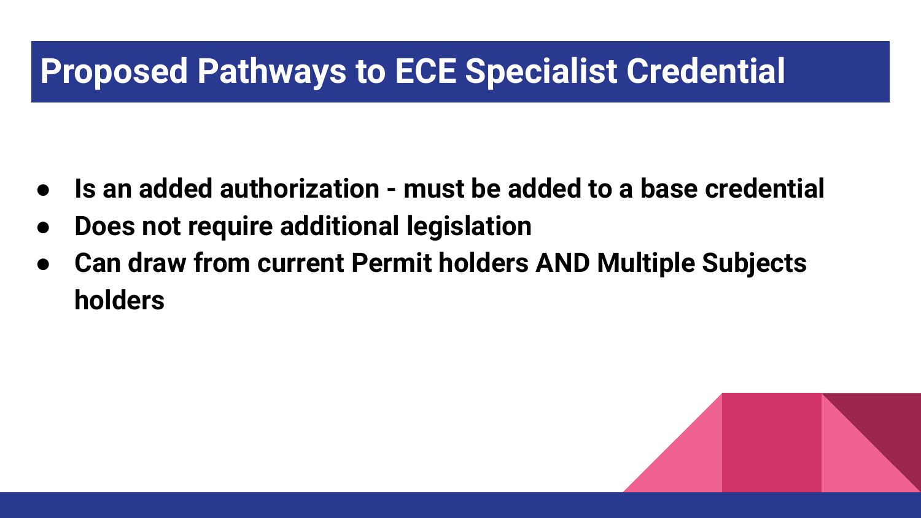# Proposed Pathways to ECE Specialist Credential

- **Is an added authorization - must be added to a base credential**
- **Does not require additional legislation**
- **Can draw from current Permit holders AND Multiple Subjects holders**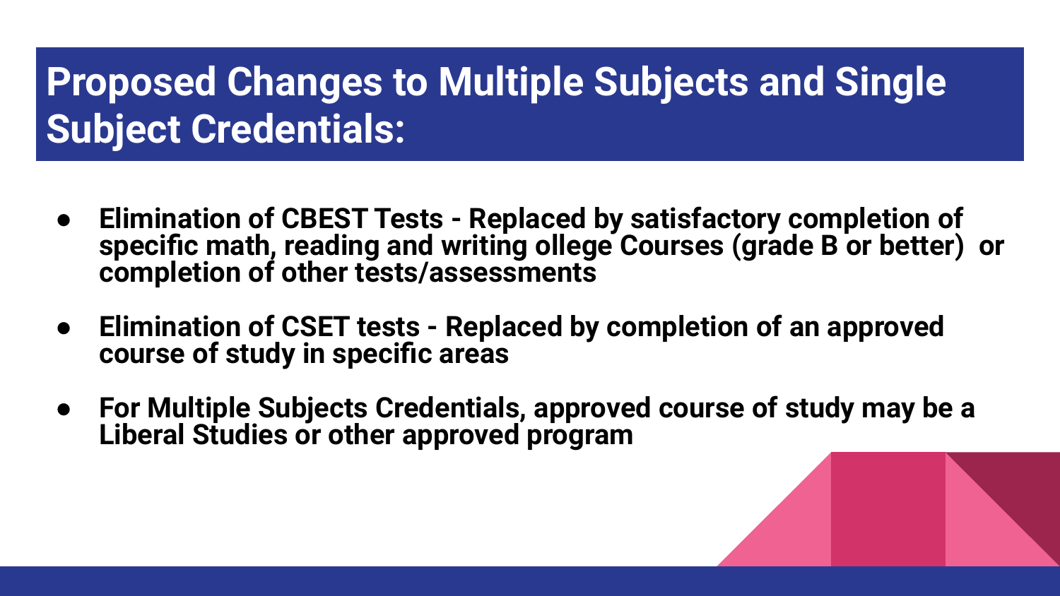# Proposed Changes to Multiple Subjects and Single Subject Credentials:

- **Elimination of CBEST Tests - Replaced by satisfactory completion of specific math, reading and writing ollege Courses (grade B or better) or completion of other tests/assessments**
- **Elimination of CSET tests - Replaced by completion of an approved course of study in specific areas**
- **For Multiple Subjects Credentials, approved course of study may be a Liberal Studies or other approved program**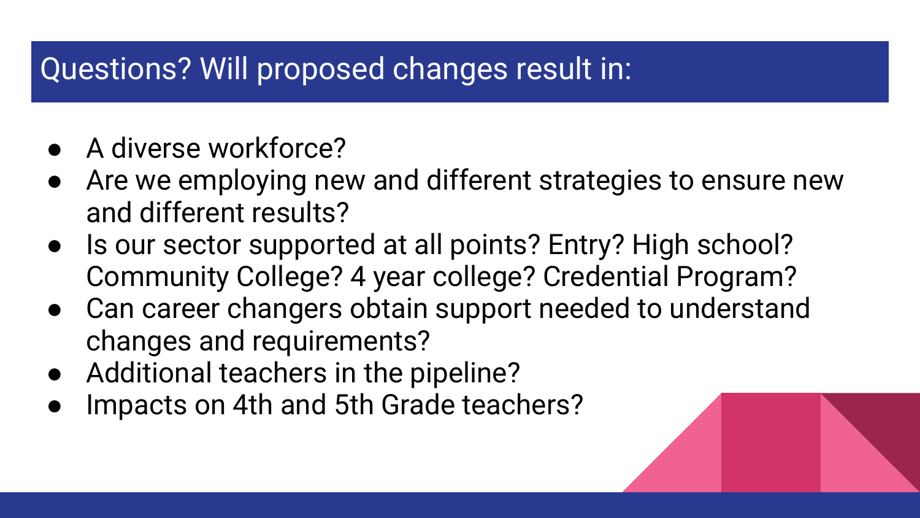# Questions? Will proposed changes result in:

- A diverse workforce?
- Are we employing new and different strategies to ensure new and different results?
- Is our sector supported at all points? Entry? High school? Community College? 4 year college? Credential Program?
- Can career changers obtain support needed to understand changes and requirements?
- Additional teachers in the pipeline?
- Impacts on 4th and 5th Grade teachers?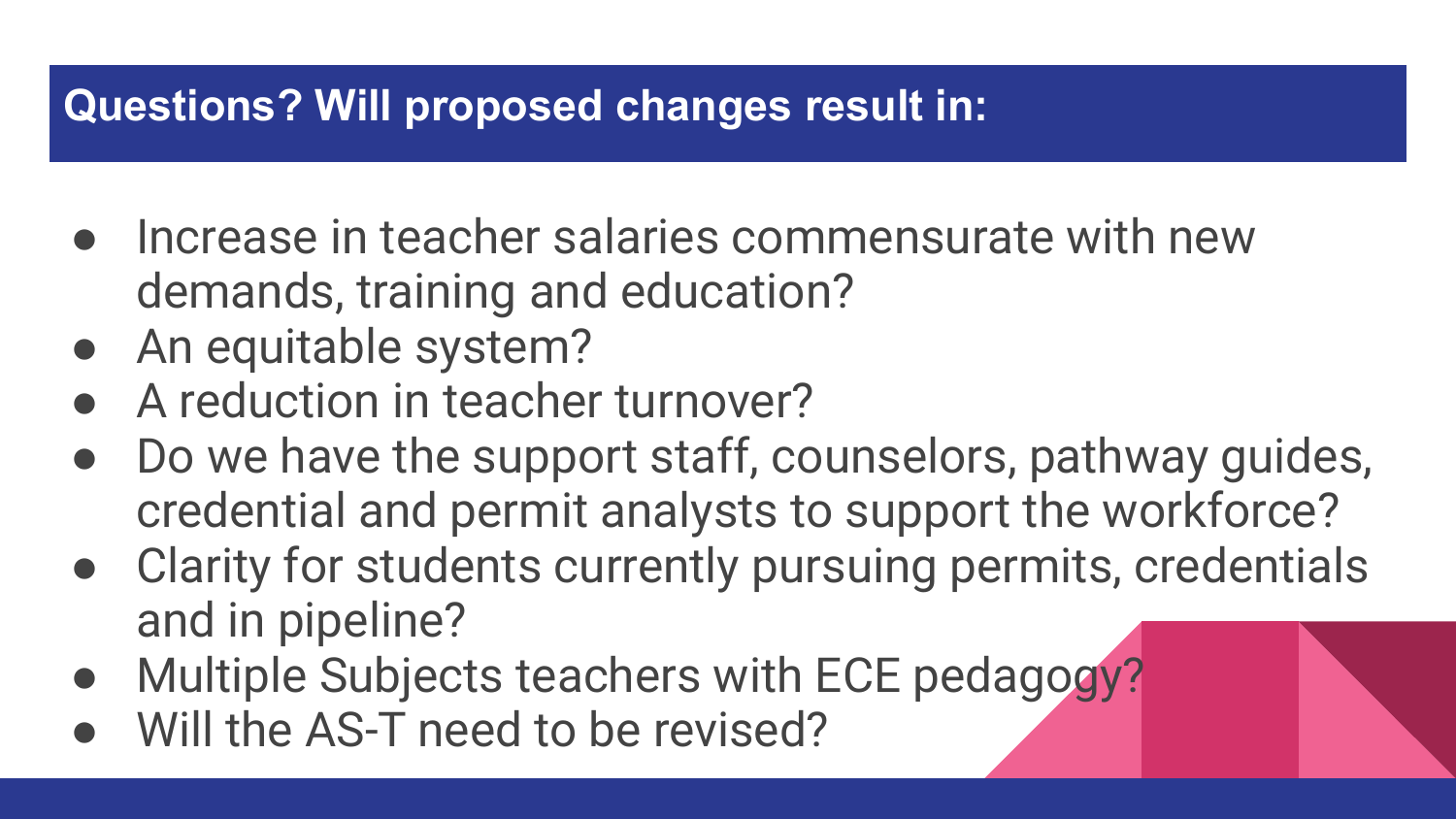## Questions? Will proposed changes result in:

- Increase in teacher salaries commensurate with new demands, training and education?
- An equitable system?
- A reduction in teacher turnover?
- Do we have the support staff, counselors, pathway guides, credential and permit analysts to support the workforce?
- Clarity for students currently pursuing permits, credentials and in pipeline?
- Multiple Subjects teachers with ECE pedagogy?
- Will the AS-T need to be revised?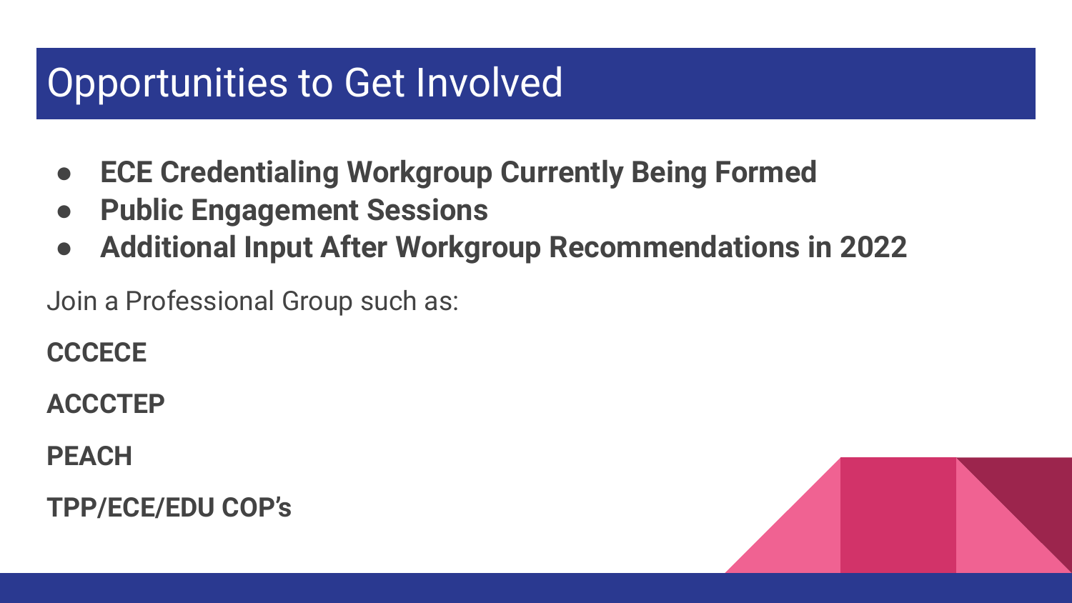# Opportunities to Get Involved

- **ECE Credentialing Workgroup Currently Being Formed**
- **Public Engagement Sessions**
- **Additional Input After Workgroup Recommendations in 2022**

Join a Professional Group such as:

**CCCECE**

**ACCCTEP**

**PEACH**

**TPP/ECE/EDU COP's**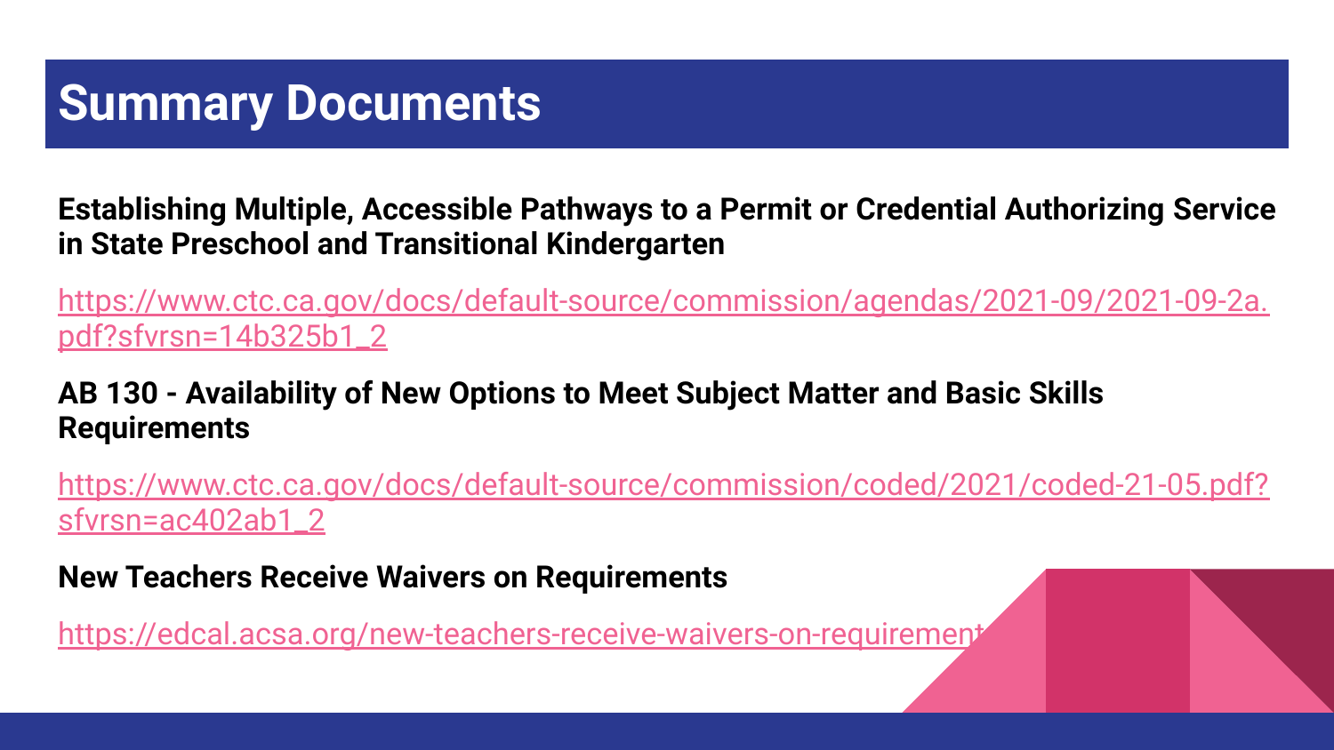# Summary Documents

**Establishing Multiple, Accessible Pathways to a Permit or Credential Authorizing Service in State Preschool and Transitional Kindergarten**

https://www.ctc.ca.gov/docs/default-source/commission/agendas/2021-09/2021-09-2a.pdf?sfvrsn=14b325b1_2

**AB 130 - Availability of New Options to Meet Subject Matter and Basic Skills Requirements**

https://www.ctc.ca.gov/docs/default-source/commission/coded/2021/coded-21-05.pdf?sfvrsn=ac402ab1_2

**New Teachers Receive Waivers on Requirements**

https://edcal.acsa.org/new-teachers-receive-waivers-on-requirements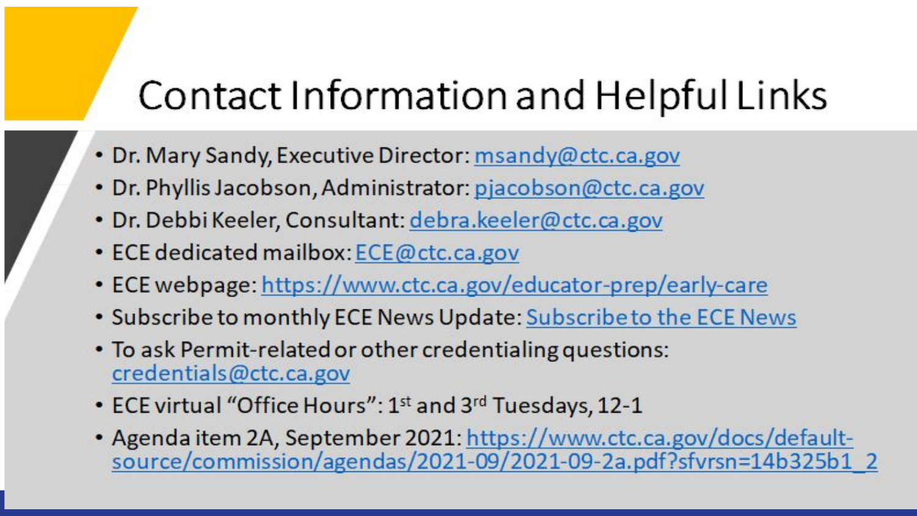# Contact Information and Helpful Links

- Dr. Mary Sandy, Executive Director: msandy@ctc.ca.gov
- Dr. Phyllis Jacobson, Administrator: pjacobson@ctc.ca.gov
- Dr. Debbi Keeler, Consultant: debra.keeler@ctc.ca.gov
- ECE dedicated mailbox: ECE@ctc.ca.gov
- ECE webpage: https://www.ctc.ca.gov/educator-prep/early-care
- Subscribe to monthly ECE News Update: Subscribe to the ECE News
- To ask Permit-related or other credentialing questions: credentials@ctc.ca.gov
- ECE virtual "Office Hours": 1st and 3rd Tuesdays, 12-1
- Agenda item 2A, September 2021: https://www.ctc.ca.gov/docs/default-source/commission/agendas/2021-09/2021-09-2a.pdf?sfvrsn=14b325b1_2